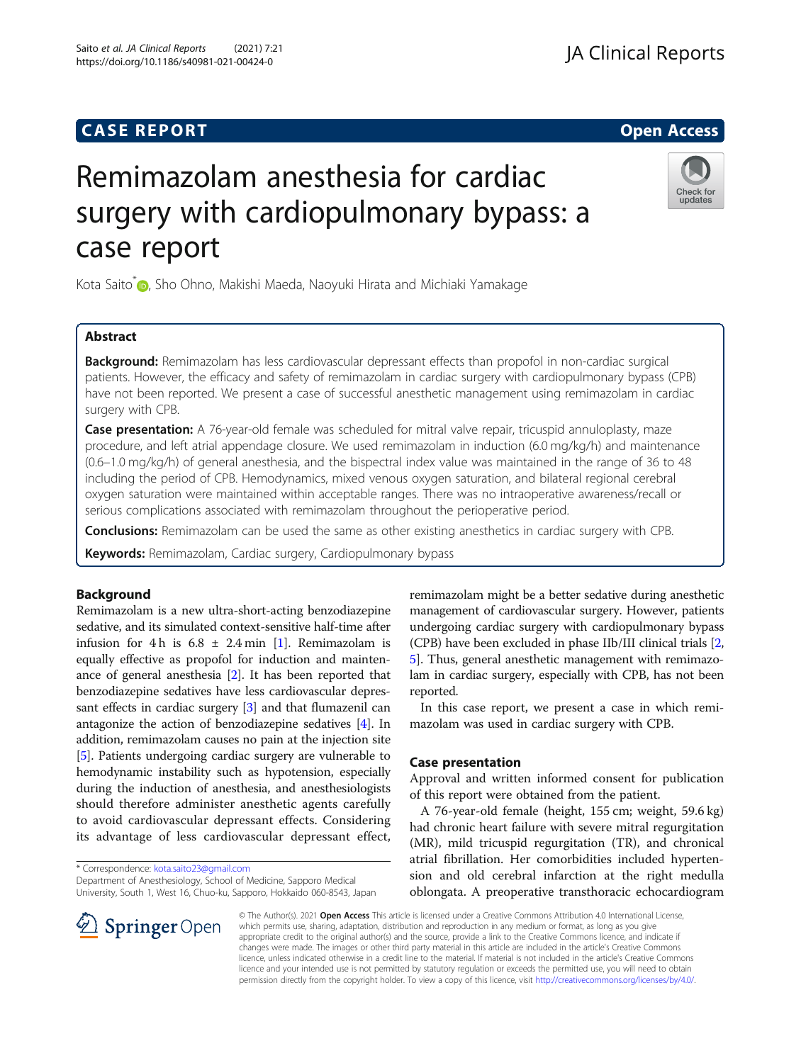CASE REPORT

Open Access

# Remimazolam anesthesia for cardiac surgery with cardiopulmonary bypass: a case report

Kota Saito*, Sho Ohno, Makishi Maeda, Naoyuki Hirata and Michiaki Yamakage

## Abstract

**Background:** Remimazolam has less cardiovascular depressant effects than propofol in non-cardiac surgical patients. However, the efficacy and safety of remimazolam in cardiac surgery with cardiopulmonary bypass (CPB) have not been reported. We present a case of successful anesthetic management using remimazolam in cardiac surgery with CPB.

**Case presentation:** A 76-year-old female was scheduled for mitral valve repair, tricuspid annuloplasty, maze procedure, and left atrial appendage closure. We used remimazolam in induction (6.0 mg/kg/h) and maintenance (0.6–1.0 mg/kg/h) of general anesthesia, and the bispectral index value was maintained in the range of 36 to 48 including the period of CPB. Hemodynamics, mixed venous oxygen saturation, and bilateral regional cerebral oxygen saturation were maintained within acceptable ranges. There was no intraoperative awareness/recall or serious complications associated with remimazolam throughout the perioperative period.

**Conclusions:** Remimazolam can be used the same as other existing anesthetics in cardiac surgery with CPB.

**Keywords:** Remimazolam, Cardiac surgery, Cardiopulmonary bypass

## Background

Remimazolam is a new ultra-short-acting benzodiazepine sedative, and its simulated context-sensitive half-time after infusion for 4 h is 6.8 ± 2.4 min [1]. Remimazolam is equally effective as propofol for induction and maintenance of general anesthesia [2]. It has been reported that benzodiazepine sedatives have less cardiovascular depressant effects in cardiac surgery [3] and that flumazenil can antagonize the action of benzodiazepine sedatives [4]. In addition, remimazolam causes no pain at the injection site [5]. Patients undergoing cardiac surgery are vulnerable to hemodynamic instability such as hypotension, especially during the induction of anesthesia, and anesthesiologists should therefore administer anesthetic agents carefully to avoid cardiovascular depressant effects. Considering its advantage of less cardiovascular depressant effect, remimazolam might be a better sedative during anesthetic management of cardiovascular surgery. However, patients undergoing cardiac surgery with cardiopulmonary bypass (CPB) have been excluded in phase IIb/III clinical trials [2, 5]. Thus, general anesthetic management with remimazolam in cardiac surgery, especially with CPB, has not been reported.

In this case report, we present a case in which remimazolam was used in cardiac surgery with CPB.

## Case presentation

Approval and written informed consent for publication of this report were obtained from the patient.

A 76-year-old female (height, 155 cm; weight, 59.6 kg) had chronic heart failure with severe mitral regurgitation (MR), mild tricuspid regurgitation (TR), and chronical atrial fibrillation. Her comorbidities included hypertension and old cerebral infarction at the right medulla oblongata. A preoperative transthoracic echocardiogram

* Correspondence: kota.saito23@gmail.com
Department of Anesthesiology, School of Medicine, Sapporo Medical University, South 1, West 16, Chuo-ku, Sapporo, Hokkaido 060-8543, Japan

© The Author(s). 2021 **Open Access** This article is licensed under a Creative Commons Attribution 4.0 International License, which permits use, sharing, adaptation, distribution and reproduction in any medium or format, as long as you give appropriate credit to the original author(s) and the source, provide a link to the Creative Commons licence, and indicate if changes were made. The images or other third party material in this article are included in the article's Creative Commons licence, unless indicated otherwise in a credit line to the material. If material is not included in the article's Creative Commons licence and your intended use is not permitted by statutory regulation or exceeds the permitted use, you will need to obtain permission directly from the copyright holder. To view a copy of this licence, visit http://creativecommons.org/licenses/by/4.0/.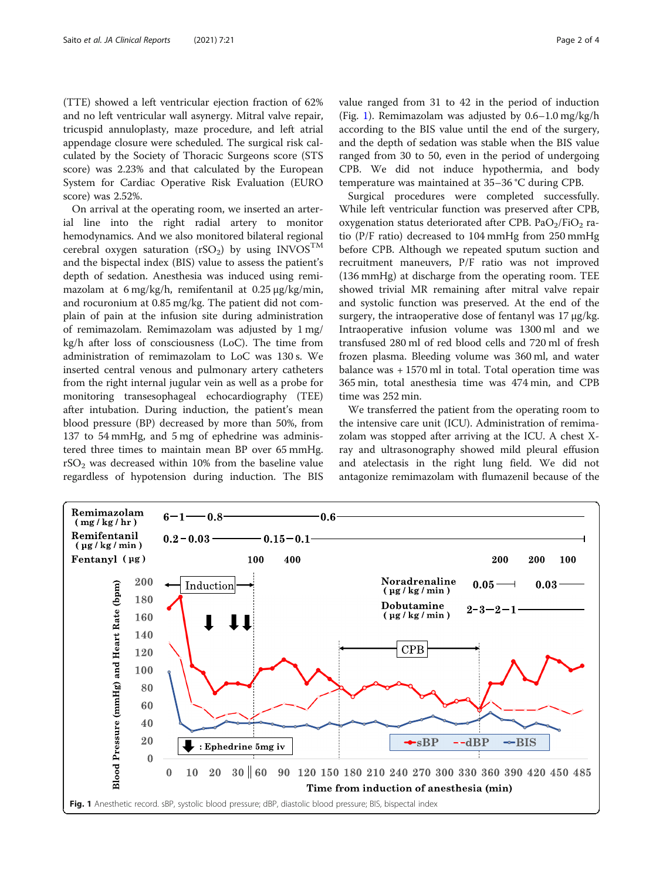(TTE) showed a left ventricular ejection fraction of 62% and no left ventricular wall asynergy. Mitral valve repair, tricuspid annuloplasty, maze procedure, and left atrial appendage closure were scheduled. The surgical risk calculated by the Society of Thoracic Surgeons score (STS score) was 2.23% and that calculated by the European System for Cardiac Operative Risk Evaluation (EURO score) was 2.52%.

On arrival at the operating room, we inserted an arterial line into the right radial artery to monitor hemodynamics. And we also monitored bilateral regional cerebral oxygen saturation ($rSO_2$) by using INVOS$^{TM}$ and the bispectal index (BIS) value to assess the patient's depth of sedation. Anesthesia was induced using remimazolam at 6 mg/kg/h, remifentanil at 0.25 μg/kg/min, and rocuronium at 0.85 mg/kg. The patient did not complain of pain at the infusion site during administration of remimazolam. Remimazolam was adjusted by 1 mg/kg/h after loss of consciousness (LoC). The time from administration of remimazolam to LoC was 130 s. We inserted central venous and pulmonary artery catheters from the right internal jugular vein as well as a probe for monitoring transesophageal echocardiography (TEE) after intubation. During induction, the patient's mean blood pressure (BP) decreased by more than 50%, from 137 to 54 mmHg, and 5 mg of ephedrine was administered three times to maintain mean BP over 65 mmHg. $rSO_2$ was decreased within 10% from the baseline value regardless of hypotension during induction. The BIS value ranged from 31 to 42 in the period of induction (Fig. 1). Remimazolam was adjusted by 0.6–1.0 mg/kg/h according to the BIS value until the end of the surgery, and the depth of sedation was stable when the BIS value ranged from 30 to 50, even in the period of undergoing CPB. We did not induce hypothermia, and body temperature was maintained at 35–36 °C during CPB.

Surgical procedures were completed successfully. While left ventricular function was preserved after CPB, oxygenation status deteriorated after CPB. $PaO_2/FiO_2$ ratio (P/F ratio) decreased to 104 mmHg from 250 mmHg before CPB. Although we repeated sputum suction and recruitment maneuvers, P/F ratio was not improved (136 mmHg) at discharge from the operating room. TEE showed trivial MR remaining after mitral valve repair and systolic function was preserved. At the end of the surgery, the intraoperative dose of fentanyl was 17 μg/kg. Intraoperative infusion volume was 1300 ml and we transfused 280 ml of red blood cells and 720 ml of fresh frozen plasma. Bleeding volume was 360 ml, and water balance was + 1570 ml in total. Total operation time was 365 min, total anesthesia time was 474 min, and CPB time was 252 min.

We transferred the patient from the operating room to the intensive care unit (ICU). Administration of remimazolam was stopped after arriving at the ICU. A chest X-ray and ultrasonography showed mild pleural effusion and atelectasis in the right lung field. We did not antagonize remimazolam with flumazenil because of the

**Fig. 1** Anesthetic record. sBP, systolic blood pressure; dBP, diastolic blood pressure; BIS, bispectal index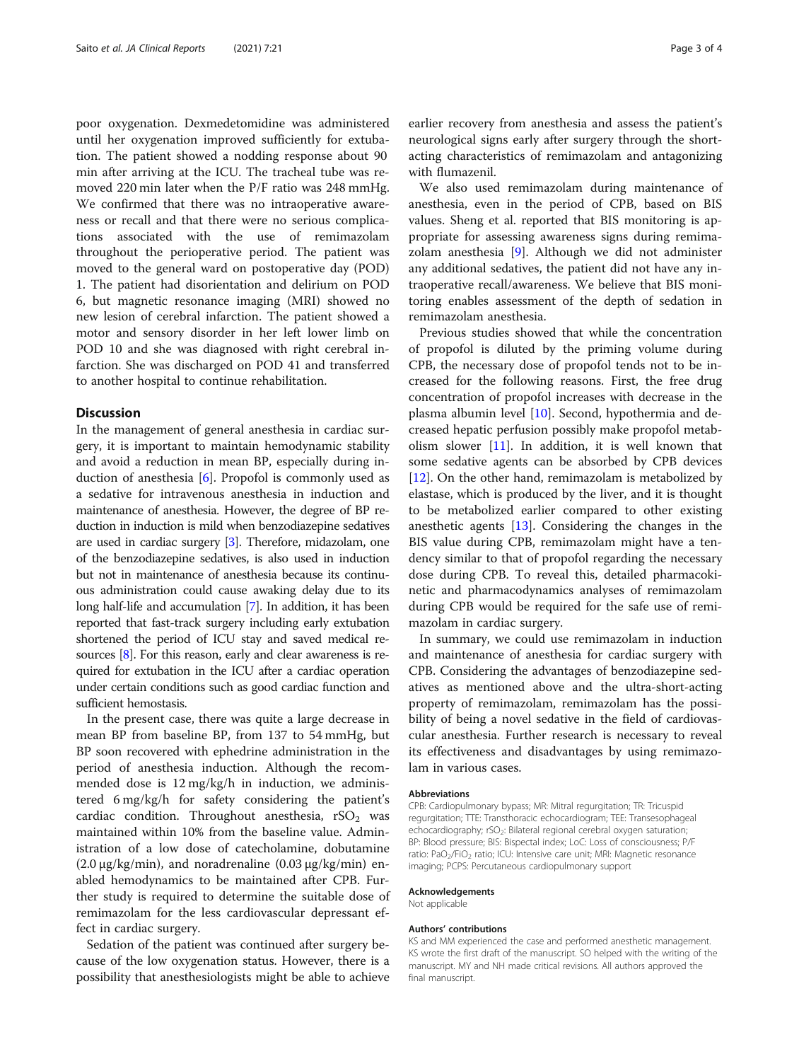poor oxygenation. Dexmedetomidine was administered until her oxygenation improved sufficiently for extubation. The patient showed a nodding response about 90 min after arriving at the ICU. The tracheal tube was removed 220 min later when the P/F ratio was 248 mmHg. We confirmed that there was no intraoperative awareness or recall and that there were no serious complications associated with the use of remimazolam throughout the perioperative period. The patient was moved to the general ward on postoperative day (POD) 1. The patient had disorientation and delirium on POD 6, but magnetic resonance imaging (MRI) showed no new lesion of cerebral infarction. The patient showed a motor and sensory disorder in her left lower limb on POD 10 and she was diagnosed with right cerebral infarction. She was discharged on POD 41 and transferred to another hospital to continue rehabilitation.

## Discussion

In the management of general anesthesia in cardiac surgery, it is important to maintain hemodynamic stability and avoid a reduction in mean BP, especially during induction of anesthesia [6]. Propofol is commonly used as a sedative for intravenous anesthesia in induction and maintenance of anesthesia. However, the degree of BP reduction in induction is mild when benzodiazepine sedatives are used in cardiac surgery [3]. Therefore, midazolam, one of the benzodiazepine sedatives, is also used in induction but not in maintenance of anesthesia because its continuous administration could cause awaking delay due to its long half-life and accumulation [7]. In addition, it has been reported that fast-track surgery including early extubation shortened the period of ICU stay and saved medical resources [8]. For this reason, early and clear awareness is required for extubation in the ICU after a cardiac operation under certain conditions such as good cardiac function and sufficient hemostasis.

In the present case, there was quite a large decrease in mean BP from baseline BP, from 137 to 54 mmHg, but BP soon recovered with ephedrine administration in the period of anesthesia induction. Although the recommended dose is 12 mg/kg/h in induction, we administered 6 mg/kg/h for safety considering the patient's cardiac condition. Throughout anesthesia, $rSO_2$ was maintained within 10% from the baseline value. Administration of a low dose of catecholamine, dobutamine (2.0 μg/kg/min), and noradrenaline (0.03 μg/kg/min) enabled hemodynamics to be maintained after CPB. Further study is required to determine the suitable dose of remimazolam for the less cardiovascular depressant effect in cardiac surgery.

Sedation of the patient was continued after surgery because of the low oxygenation status. However, there is a possibility that anesthesiologists might be able to achieve earlier recovery from anesthesia and assess the patient's neurological signs early after surgery through the short-acting characteristics of remimazolam and antagonizing with flumazenil.

We also used remimazolam during maintenance of anesthesia, even in the period of CPB, based on BIS values. Sheng et al. reported that BIS monitoring is appropriate for assessing awareness signs during remimazolam anesthesia [9]. Although we did not administer any additional sedatives, the patient did not have any intraoperative recall/awareness. We believe that BIS monitoring enables assessment of the depth of sedation in remimazolam anesthesia.

Previous studies showed that while the concentration of propofol is diluted by the priming volume during CPB, the necessary dose of propofol tends not to be increased for the following reasons. First, the free drug concentration of propofol increases with decrease in the plasma albumin level [10]. Second, hypothermia and decreased hepatic perfusion possibly make propofol metabolism slower [11]. In addition, it is well known that some sedative agents can be absorbed by CPB devices [12]. On the other hand, remimazolam is metabolized by elastase, which is produced by the liver, and it is thought to be metabolized earlier compared to other existing anesthetic agents [13]. Considering the changes in the BIS value during CPB, remimazolam might have a tendency similar to that of propofol regarding the necessary dose during CPB. To reveal this, detailed pharmacokinetic and pharmacodynamics analyses of remimazolam during CPB would be required for the safe use of remimazolam in cardiac surgery.

In summary, we could use remimazolam in induction and maintenance of anesthesia for cardiac surgery with CPB. Considering the advantages of benzodiazepine sedatives as mentioned above and the ultra-short-acting property of remimazolam, remimazolam has the possibility of being a novel sedative in the field of cardiovascular anesthesia. Further research is necessary to reveal its effectiveness and disadvantages by using remimazolam in various cases.

#### Abbreviations

CPB: Cardiopulmonary bypass; MR: Mitral regurgitation; TR: Tricuspid regurgitation; TTE: Transthoracic echocardiogram; TEE: Transesophageal echocardiography; $rSO_2$: Bilateral regional cerebral oxygen saturation; BP: Blood pressure; BIS: Bispectral index; LoC: Loss of consciousness; P/F ratio: $PaO_2/FiO_2$ ratio; ICU: Intensive care unit; MRI: Magnetic resonance imaging; PCPS: Percutaneous cardiopulmonary support

#### Acknowledgements

Not applicable

#### Authors' contributions

KS and MM experienced the case and performed anesthetic management. KS wrote the first draft of the manuscript. SO helped with the writing of the manuscript. MY and NH made critical revisions. All authors approved the final manuscript.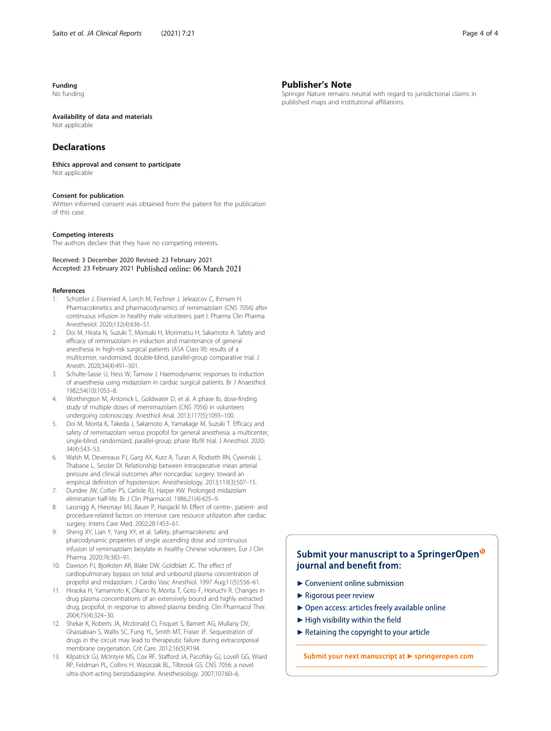### Funding

No funding

### Availability of data and materials

Not applicable

## Declarations

### Ethics approval and consent to participate

Not applicable

### Consent for publication

Written informed consent was obtained from the patient for the publication of this case.

### Competing interests

The authors declare that they have no competing interests.

Received: 3 December 2020 Revised: 23 February 2021
Accepted: 23 February 2021 Published online: 06 March 2021

### References

1. Schüttler J, Eisenried A, Lerch M, Fechner J, Jeleazcov C, Ihmsen H. Pharmacokinetics and pharmacodynamics of remimazolam (CNS 7056) after continuous infusion in healthy male volunteers: part I. Pharma Clin Pharma Anesthesiol. 2020;132(4):636–51.
2. Doi M, Hirata N, Suzuki T, Morisaki H, Morimatsu H, Sakamoto A. Safety and efficacy of remimazolam in induction and maintenance of general anesthesia in high-risk surgical patients (ASA Class III): results of a multicenter, randomized, double-blind, parallel-group comparative trial. J Anesth. 2020;34(4):491–501.
3. Schulte-Sasse U, Hess W, Tarnow J. Haemodynamic responses to induction of anaesthesia using midazolam in cardiac surgical patients. Br J Anaesthiol. 1982;54(10):1053–8.
4. Worthington M, Antonick L, Goldwater D, et al. A phase Ib, dose-finding study of multiple doses of memimazolam (CNS 7056) in volunteers undergoing colonoscopy. Anesthiol Anal. 2013;117(5):1093–100.
5. Doi M, Morita K, Takeda J, Sakamoto A, Yamakage M, Suzuki T. Efficacy and safety of remimazolam versus propofol for general anesthesia: a multicenter, single-blind, randomized, parallel-group, phase IIb/III trial. J Anesthiol. 2020; 34(4):543–53.
6. Walsh M, Devereaux PJ, Garg AX, Kurz A, Turan A, Rodseth RN, Cywinski J, Thabane L, Sessler DI. Relationship between intraoperative mean arterial pressure and clinical outcomes after noncardiac surgery: toward an empirical definition of hypotension. Anesthesiology. 2013;119(3):507–15.
7. Dundee JW, Collier PS, Carlisle RJ, Harper KW. Prolonged midazolam elimination half-life. Br J Clin Pharmacol. 1986;21(4):425–9.
8. Lassnigg A, Hiesmayr MJ, Bauer P, Haisjackl M. Effect of centre-, patient- and procedure-related factors on intensive care resource utilization after cardiac surgery. Intens Care Med. 2002;28:1453–61.
9. Sheng XY, Lian Y, Yang XY, et al. Safety, pharmacokinetic and pharcodynamic properties of single ascending dose and continuous infusion of remimazolam besylate in healthy Chinese volunteers. Eur J Clin Pharma. 2020;76:383–91.
10. Dawson PJ, Bjorksten AR, Blake DW, Goldblatt JC. The effect of cardiopulmonary bypass on total and unbound plasma concentration of propofol and midazolam. J Cardio Vasc Anesthiol. 1997 Aug;11(5):556–61.
11. Hiraoka H, Yamamoto K, Okano N, Morita T, Goto F, Horiuchi R. Changes in drug plasma concentrations of an extensively bound and highly extracted drug, propofol, in response to altered plasma binding. Clin Pharmacol Ther. 2004;75(4):324–30.
12. Shekar K, Roberts JA, Mcdonald CI, Fisquet S, Barnett AG, Mullany DV, Ghassabian S, Wallis SC, Fung YL, Smith MT, Fraser JF. Sequestration of drugs in the circuit may lead to therapeutic failure during extracorporeal membrane oxygenation. Crit Care. 2012;16(5):R194.
13. Kilpatrick GJ, McIntyre MS, Cox RF, Stafford JA, Pacofsky GJ, Lovell GG, Wiard RP, Feldman PL, Collins H, Waszczak BL, Tilbrook GS. CNS 7056: a novel ultra-short-acting benzodiazepine. Anesthesiology. 2007;107:60–6.

## Publisher's Note

Springer Nature remains neutral with regard to jurisdictional claims in published maps and institutional affiliations.

**Submit your manuscript to a SpringerOpen journal and benefit from:**

- ► Convenient online submission
- ► Rigorous peer review
- ► Open access: articles freely available online
- ► High visibility within the field
- ► Retaining the copyright to your article

**Submit your next manuscript at ► springeropen.com**